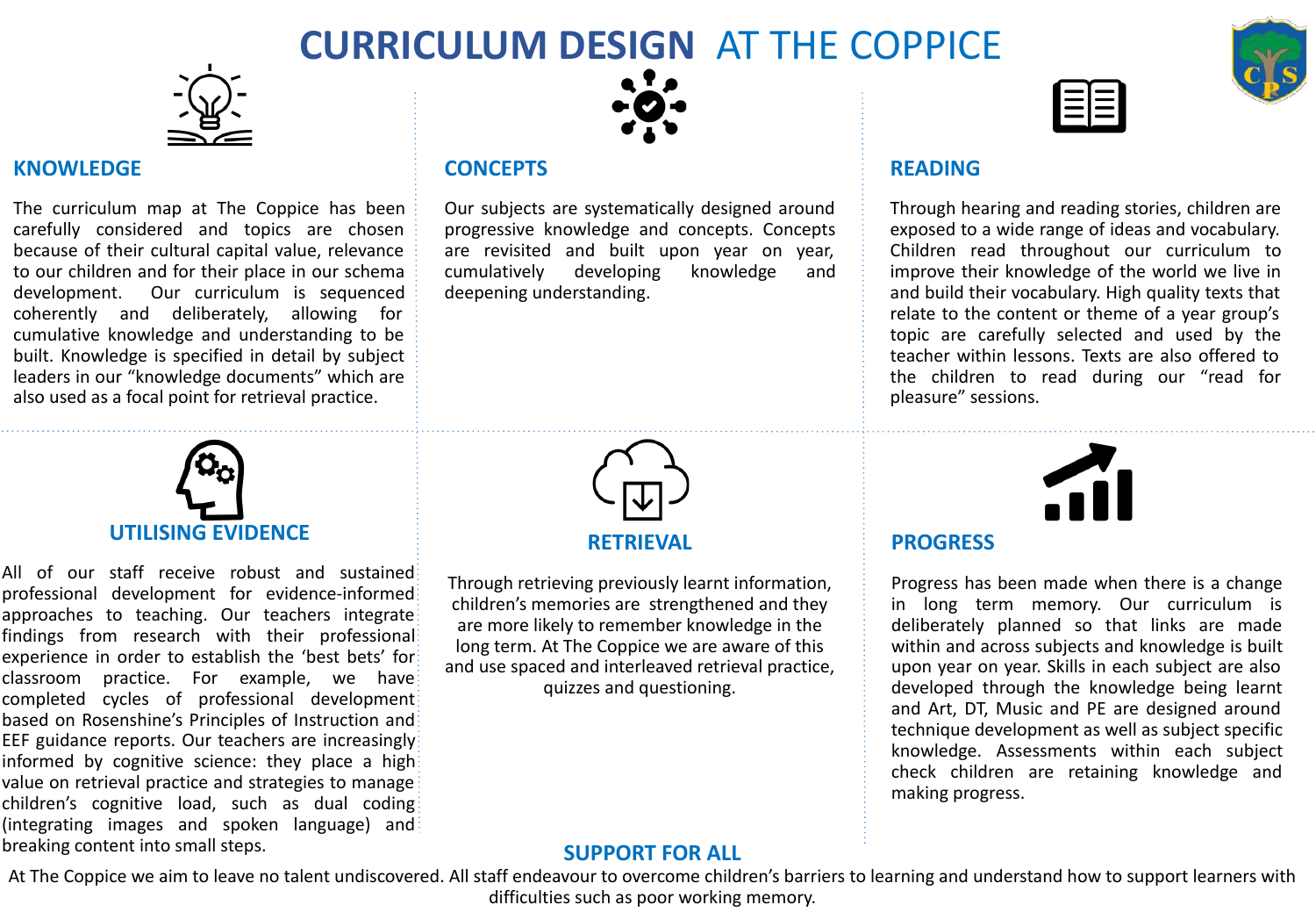# CURRICULUM DESIGN AT THE COPPICE

## KNOWLEDGE

The curriculum map at The Coppice has been carefully considered and topics are chosen because of their cultural capital value, relevance to our children and for their place in our schema development. Our curriculum is sequenced coherently and deliberately, allowing for cumulative knowledge and understanding to be built. Knowledge is specified in detail by subject leaders in our "knowledge documents" which are also used as a focal point for retrieval practice.

## CONCEPTS

Our subjects are systematically designed around progressive knowledge and concepts. Concepts are revisited and built upon year on year, cumulatively developing knowledge and deepening understanding.

## READING

Through hearing and reading stories, children are exposed to a wide range of ideas and vocabulary. Children read throughout our curriculum to improve their knowledge of the world we live in and build their vocabulary. High quality texts that relate to the content or theme of a year group's topic are carefully selected and used by the teacher within lessons. Texts are also offered to the children to read during our "read for pleasure" sessions.

## UTILISING EVIDENCE

All of our staff receive robust and sustained professional development for evidence-informed approaches to teaching. Our teachers integrate findings from research with their professional experience in order to establish the 'best bets' for classroom practice. For example, we have completed cycles of professional development based on Rosenshine's Principles of Instruction and EEF guidance reports. Our teachers are increasingly informed by cognitive science: they place a high value on retrieval practice and strategies to manage children's cognitive load, such as dual coding (integrating images and spoken language) and breaking content into small steps.

## RETRIEVAL

Through retrieving previously learnt information, children's memories are strengthened and they are more likely to remember knowledge in the long term. At The Coppice we are aware of this and use spaced and interleaved retrieval practice, quizzes and questioning.

## PROGRESS

Progress has been made when there is a change in long term memory. Our curriculum is deliberately planned so that links are made within and across subjects and knowledge is built upon year on year. Skills in each subject are also developed through the knowledge being learnt and Art, DT, Music and PE are designed around technique development as well as subject specific knowledge. Assessments within each subject check children are retaining knowledge and making progress.

## SUPPORT FOR ALL

At The Coppice we aim to leave no talent undiscovered. All staff endeavour to overcome children's barriers to learning and understand how to support learners with difficulties such as poor working memory.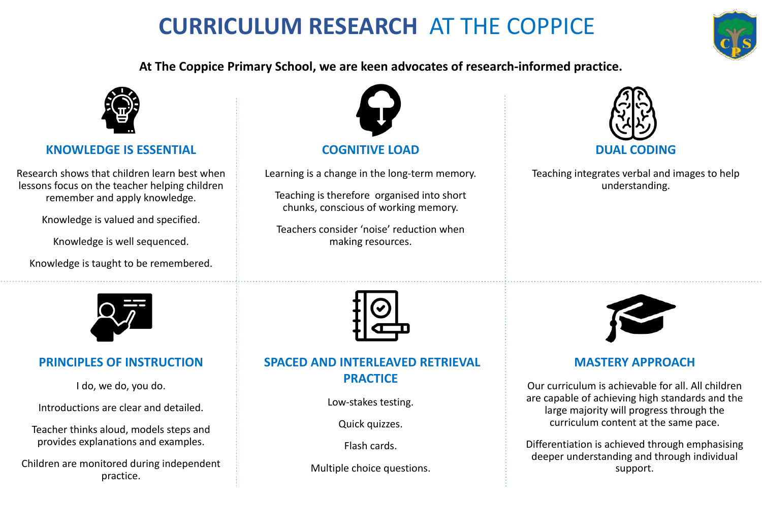# CURRICULUM RESEARCH AT THE COPPICE

**At The Coppice Primary School, we are keen advocates of research-informed practice.**

## KNOWLEDGE IS ESSENTIAL

Research shows that children learn best when lessons focus on the teacher helping children remember and apply knowledge.

Knowledge is valued and specified.

Knowledge is well sequenced.

Knowledge is taught to be remembered.

## COGNITIVE LOAD

Learning is a change in the long-term memory.

Teaching is therefore organised into short chunks, conscious of working memory.

Teachers consider 'noise' reduction when making resources.

## DUAL CODING

Teaching integrates verbal and images to help understanding.

## PRINCIPLES OF INSTRUCTION

I do, we do, you do.

Introductions are clear and detailed.

Teacher thinks aloud, models steps and provides explanations and examples.

Children are monitored during independent practice.

## SPACED AND INTERLEAVED RETRIEVAL PRACTICE

Low-stakes testing.

Quick quizzes.

Flash cards.

Multiple choice questions.

## MASTERY APPROACH

Our curriculum is achievable for all. All children are capable of achieving high standards and the large majority will progress through the curriculum content at the same pace.

Differentiation is achieved through emphasising deeper understanding and through individual support.